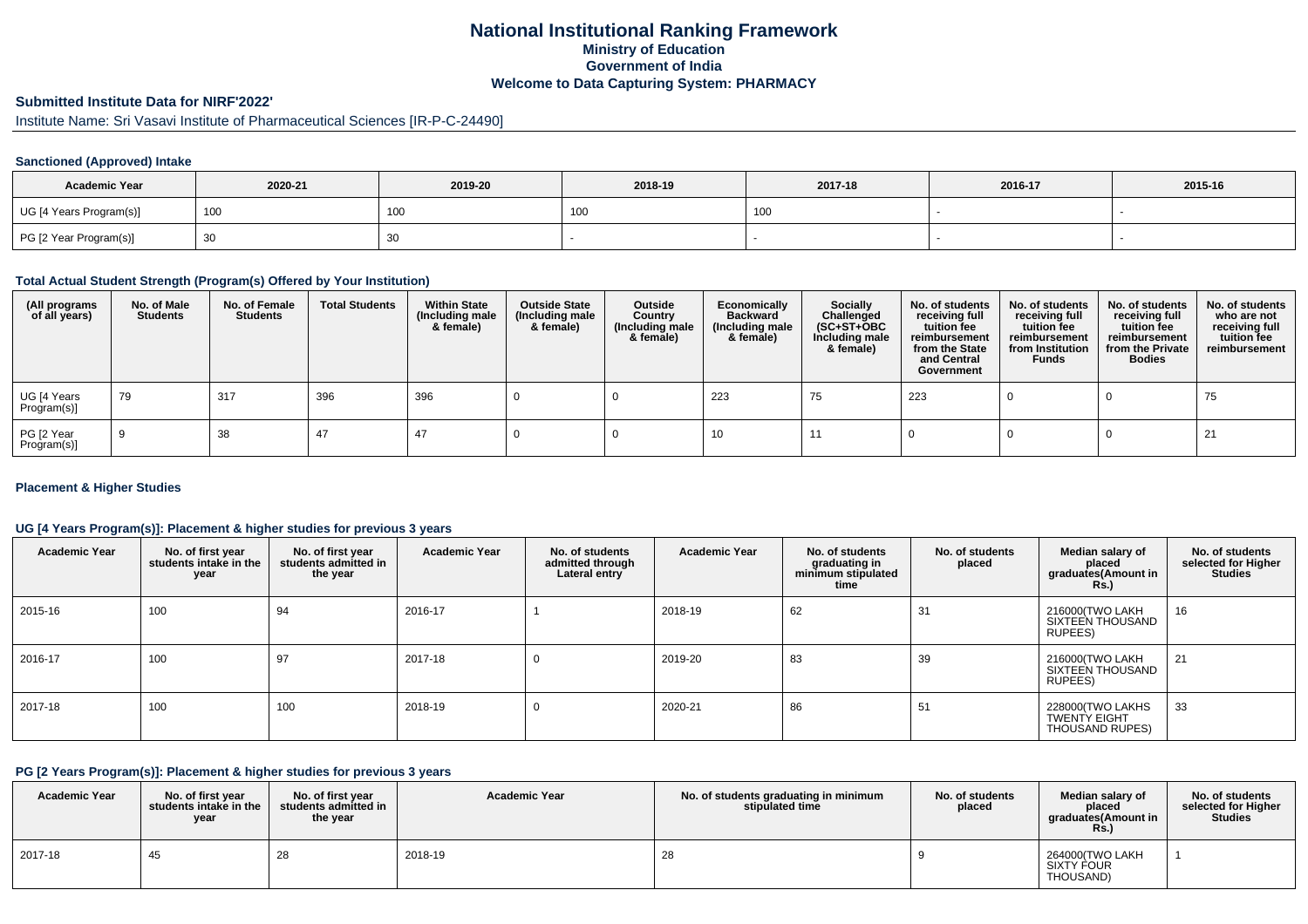# National Institutional Ranking Framework

## Ministry of Education

## Government of India

## Welcome to Data Capturing System: PHARMACY

### Submitted Institute Data for NIRF'2022'

Institute Name: Sri Vasavi Institute of Pharmaceutical Sciences [IR-P-C-24490]

### Sanctioned (Approved) Intake

| Academic Year | 2020-21 | 2019-20 | 2018-19 | 2017-18 | 2016-17 | 2015-16 |
|---|---|---|---|---|---|---|
| UG [4 Years Program(s)] | 100 | 100 | 100 | 100 | - | - |
| PG [2 Year Program(s)] | 30 | 30 | - | - | - | - |

### Total Actual Student Strength (Program(s) Offered by Your Institution)

| (All programs of all years) | No. of Male Students | No. of Female Students | Total Students | Within State (Including male & female) | Outside State (Including male & female) | Outside Country (Including male & female) | Economically Backward (Including male & female) | Socially Challenged (SC+ST+OBC Including male & female) | No. of students receiving full tuition fee reimbursement from the State and Central Government | No. of students receiving full tuition fee reimbursement from Institution Funds | No. of students receiving full tuition fee reimbursement from the Private Bodies | No. of students who are not receiving full tuition fee reimbursement |
|---|---|---|---|---|---|---|---|---|---|---|---|---|
| UG [4 Years Program(s)] | 79 | 317 | 396 | 396 | 0 | 0 | 223 | 75 | 223 | 0 | 0 | 75 |
| PG [2 Year Program(s)] | 9 | 38 | 47 | 47 | 0 | 0 | 10 | 11 | 0 | 0 | 0 | 21 |

### Placement & Higher Studies

### UG [4 Years Program(s)]: Placement & higher studies for previous 3 years

| Academic Year | No. of first year students intake in the year | No. of first year students admitted in the year | Academic Year | No. of students admitted through Lateral entry | Academic Year | No. of students graduating in minimum stipulated time | No. of students placed | Median salary of placed graduates(Amount in Rs.) | No. of students selected for Higher Studies |
|---|---|---|---|---|---|---|---|---|---|
| 2015-16 | 100 | 94 | 2016-17 | 1 | 2018-19 | 62 | 31 | 216000(TWO LAKH SIXTEEN THOUSAND RUPEES) | 16 |
| 2016-17 | 100 | 97 | 2017-18 | 0 | 2019-20 | 83 | 39 | 216000(TWO LAKH SIXTEEN THOUSAND RUPEES) | 21 |
| 2017-18 | 100 | 100 | 2018-19 | 0 | 2020-21 | 86 | 51 | 228000(TWO LAKHS TWENTY EIGHT THOUSAND RUPES) | 33 |

### PG [2 Years Program(s)]: Placement & higher studies for previous 3 years

| Academic Year | No. of first year students intake in the year | No. of first year students admitted in the year | Academic Year | No. of students graduating in minimum stipulated time | No. of students placed | Median salary of placed graduates(Amount in Rs.) | No. of students selected for Higher Studies |
|---|---|---|---|---|---|---|---|
| 2017-18 | 45 | 28 | 2018-19 | 28 | 9 | 264000(TWO LAKH SIXTY FOUR THOUSAND) | 1 |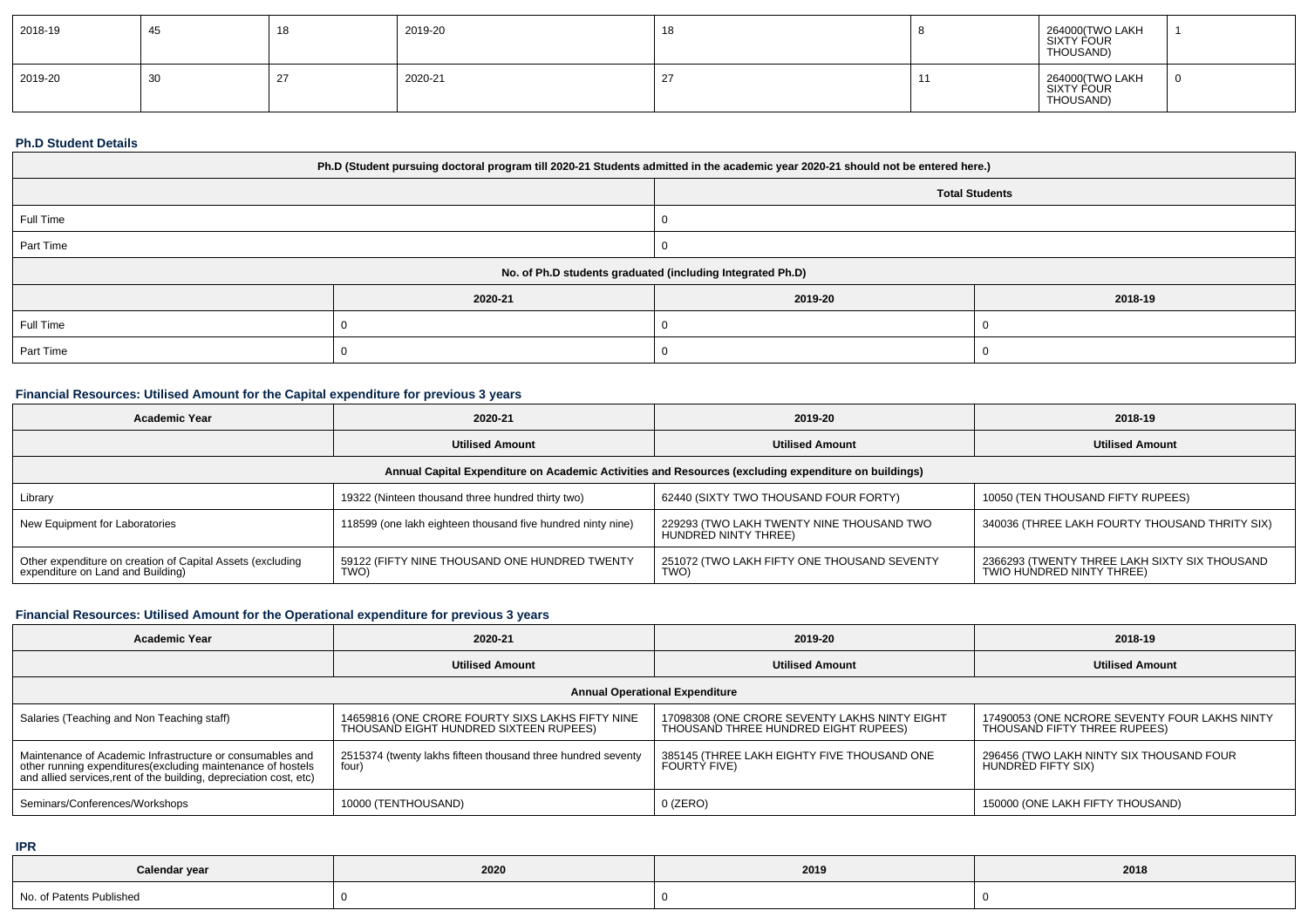| 2018-19 | 45 | 18 | 2019-20 | 18 | 8 | 264000(TWO LAKH SIXTY FOUR THOUSAND) | 1 |
|---|---|---|---|---|---|---|---|
| 2019-20 | 30 | 27 | 2020-21 | 27 | 11 | 264000(TWO LAKH SIXTY FOUR THOUSAND) | 0 |

**Ph.D Student Details**

| Ph.D (Student pursuing doctoral program till 2020-21 Students admitted in the academic year 2020-21 should not be entered here.) | | |
|---|---|---|
| | Total Students | |
| Full Time | 0 | |
| Part Time | 0 | |
| No. of Ph.D students graduated (including Integrated Ph.D) | | |
| | 2020-21 | 2019-20 | 2018-19 |
| Full Time | 0 | 0 | 0 |
| Part Time | 0 | 0 | 0 |

**Financial Resources: Utilised Amount for the Capital expenditure for previous 3 years**

| Academic Year | 2020-21 | 2019-20 | 2018-19 |
|---|---|---|---|
| | Utilised Amount | Utilised Amount | Utilised Amount |
| Annual Capital Expenditure on Academic Activities and Resources (excluding expenditure on buildings) | | | |
| Library | 19322 (Ninteen thousand three hundred thirty two) | 62440 (SIXTY TWO THOUSAND FOUR FORTY) | 10050 (TEN THOUSAND FIFTY RUPEES) |
| New Equipment for Laboratories | 118599 (one lakh eighteen thousand five hundred ninty nine) | 229293 (TWO LAKH TWENTY NINE THOUSAND TWO HUNDRED NINTY THREE) | 340036 (THREE LAKH FOURTY THOUSAND THRITY SIX) |
| Other expenditure on creation of Capital Assets (excluding expenditure on Land and Building) | 59122 (FIFTY NINE THOUSAND ONE HUNDRED TWENTY TWO) | 251072 (TWO LAKH FIFTY ONE THOUSAND SEVENTY TWO) | 2366293 (TWENTY THREE LAKH SIXTY SIX THOUSAND TWIO HUNDRED NINTY THREE) |

**Financial Resources: Utilised Amount for the Operational expenditure for previous 3 years**

| Academic Year | 2020-21 | 2019-20 | 2018-19 |
|---|---|---|---|
| | Utilised Amount | Utilised Amount | Utilised Amount |
| Annual Operational Expenditure | | | |
| Salaries (Teaching and Non Teaching staff) | 14659816 (ONE CRORE FOURTY SIXS LAKHS FIFTY NINE THOUSAND EIGHT HUNDRED SIXTEEN RUPEES) | 17098308 (ONE CRORE SEVENTY LAKHS NINTY EIGHT THOUSAND THREE HUNDRED EIGHT RUPEES) | 17490053 (ONE NCRORE SEVENTY FOUR LAKHS NINTY THOUSAND FIFTY THREE RUPEES) |
| Maintenance of Academic Infrastructure or consumables and other running expenditures(excluding maintenance of hostels and allied services,rent of the building, depreciation cost, etc) | 2515374 (twenty lakhs fifteen thousand three hundred seventy four) | 385145 (THREE LAKH EIGHTY FIVE THOUSAND ONE FOURTY FIVE) | 296456 (TWO LAKH NINTY SIX THOUSAND FOUR HUNDRED FIFTY SIX) |
| Seminars/Conferences/Workshops | 10000 (TENTHOUSAND) | 0 (ZERO) | 150000 (ONE LAKH FIFTY THOUSAND) |

**IPR**

| Calendar year | 2020 | 2019 | 2018 |
|---|---|---|---|
| No. of Patents Published | 0 | 0 | 0 |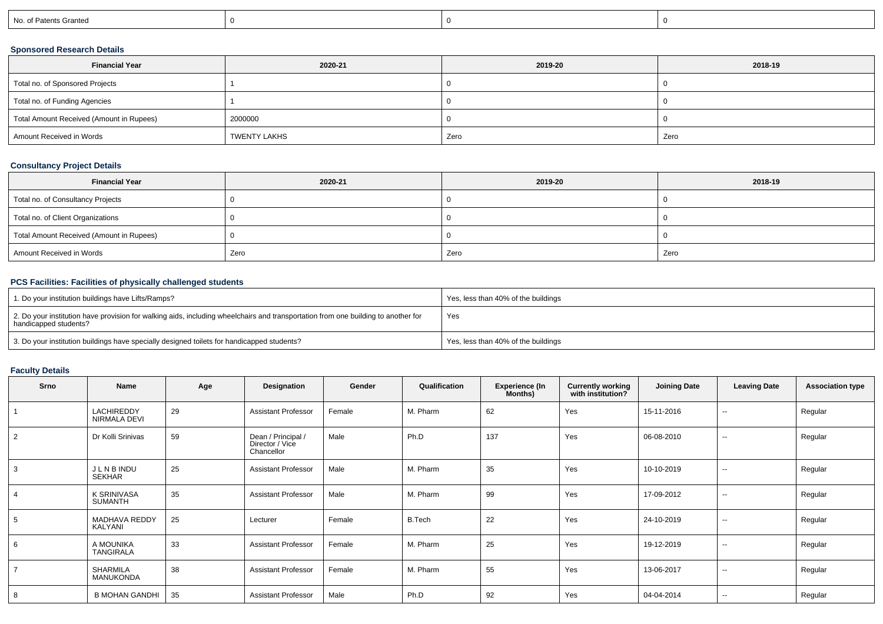| No. of Patents Granted | 0 | 0 | 0 |
|---|---|---|---|

### Sponsored Research Details

| Financial Year | 2020-21 | 2019-20 | 2018-19 |
|---|---|---|---|
| Total no. of Sponsored Projects | 1 | 0 | 0 |
| Total no. of Funding Agencies | 1 | 0 | 0 |
| Total Amount Received (Amount in Rupees) | 2000000 | 0 | 0 |
| Amount Received in Words | TWENTY LAKHS | Zero | Zero |

### Consultancy Project Details

| Financial Year | 2020-21 | 2019-20 | 2018-19 |
|---|---|---|---|
| Total no. of Consultancy Projects | 0 | 0 | 0 |
| Total no. of Client Organizations | 0 | 0 | 0 |
| Total Amount Received (Amount in Rupees) | 0 | 0 | 0 |
| Amount Received in Words | Zero | Zero | Zero |

### PCS Facilities: Facilities of physically challenged students

| | |
|---|---|
| 1. Do your institution buildings have Lifts/Ramps? | Yes, less than 40% of the buildings |
| 2. Do your institution have provision for walking aids, including wheelchairs and transportation from one building to another for handicapped students? | Yes |
| 3. Do your institution buildings have specially designed toilets for handicapped students? | Yes, less than 40% of the buildings |

### Faculty Details

| Srno | Name | Age | Designation | Gender | Qualification | Experience (In Months) | Currently working with institution? | Joining Date | Leaving Date | Association type |
|---|---|---|---|---|---|---|---|---|---|---|
| 1 | LACHIREDDY NIRMALA DEVI | 29 | Assistant Professor | Female | M. Pharm | 62 | Yes | 15-11-2016 | -- | Regular |
| 2 | Dr Kolli Srinivas | 59 | Dean / Principal / Director / Vice Chancellor | Male | Ph.D | 137 | Yes | 06-08-2010 | -- | Regular |
| 3 | J L N B INDU SEKHAR | 25 | Assistant Professor | Male | M. Pharm | 35 | Yes | 10-10-2019 | -- | Regular |
| 4 | K SRINIVASA SUMANTH | 35 | Assistant Professor | Male | M. Pharm | 99 | Yes | 17-09-2012 | -- | Regular |
| 5 | MADHAVA REDDY KALYANI | 25 | Lecturer | Female | B.Tech | 22 | Yes | 24-10-2019 | -- | Regular |
| 6 | A MOUNIKA TANGIRALA | 33 | Assistant Professor | Female | M. Pharm | 25 | Yes | 19-12-2019 | -- | Regular |
| 7 | SHARMILA MANUKONDA | 38 | Assistant Professor | Female | M. Pharm | 55 | Yes | 13-06-2017 | -- | Regular |
| 8 | B MOHAN GANDHI | 35 | Assistant Professor | Male | Ph.D | 92 | Yes | 04-04-2014 | -- | Regular |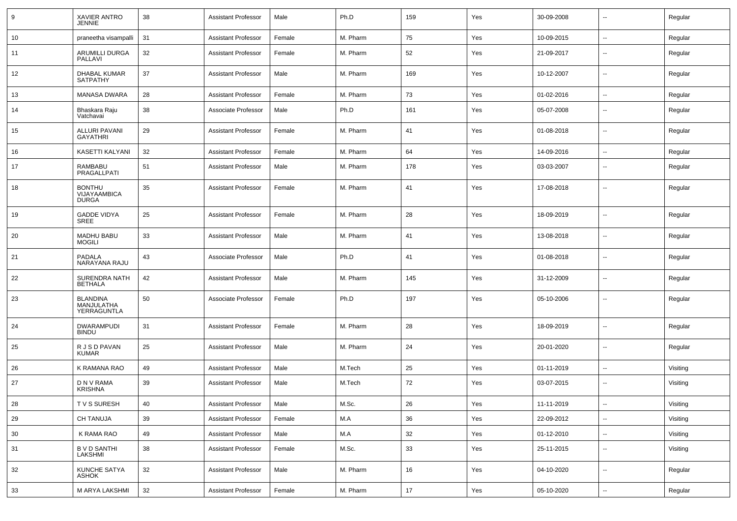| 9 | XAVIER ANTRO JENNIE | 38 | Assistant Professor | Male | Ph.D | 159 | Yes | 30-09-2008 | -- | Regular |
|---|---|---|---|---|---|---|---|---|---|---|
| 10 | praneetha visampalli | 31 | Assistant Professor | Female | M. Pharm | 75 | Yes | 10-09-2015 | -- | Regular |
| 11 | ARUMILLI DURGA PALLAVI | 32 | Assistant Professor | Female | M. Pharm | 52 | Yes | 21-09-2017 | -- | Regular |
| 12 | DHABAL KUMAR SATPATHY | 37 | Assistant Professor | Male | M. Pharm | 169 | Yes | 10-12-2007 | -- | Regular |
| 13 | MANASA DWARA | 28 | Assistant Professor | Female | M. Pharm | 73 | Yes | 01-02-2016 | -- | Regular |
| 14 | Bhaskara Raju Vatchavai | 38 | Associate Professor | Male | Ph.D | 161 | Yes | 05-07-2008 | -- | Regular |
| 15 | ALLURI PAVANI GAYATHRI | 29 | Assistant Professor | Female | M. Pharm | 41 | Yes | 01-08-2018 | -- | Regular |
| 16 | KASETTI KALYANI | 32 | Assistant Professor | Female | M. Pharm | 64 | Yes | 14-09-2016 | -- | Regular |
| 17 | RAMBABU PRAGALLPATI | 51 | Assistant Professor | Male | M. Pharm | 178 | Yes | 03-03-2007 | -- | Regular |
| 18 | BONTHU VIJAYAAMBICA DURGA | 35 | Assistant Professor | Female | M. Pharm | 41 | Yes | 17-08-2018 | -- | Regular |
| 19 | GADDE VIDYA SREE | 25 | Assistant Professor | Female | M. Pharm | 28 | Yes | 18-09-2019 | -- | Regular |
| 20 | MADHU BABU MOGILI | 33 | Assistant Professor | Male | M. Pharm | 41 | Yes | 13-08-2018 | -- | Regular |
| 21 | PADALA NARAYANA RAJU | 43 | Associate Professor | Male | Ph.D | 41 | Yes | 01-08-2018 | -- | Regular |
| 22 | SURENDRA NATH BETHALA | 42 | Assistant Professor | Male | M. Pharm | 145 | Yes | 31-12-2009 | -- | Regular |
| 23 | BLANDINA MANJULATHA YERRAGUNTLA | 50 | Associate Professor | Female | Ph.D | 197 | Yes | 05-10-2006 | -- | Regular |
| 24 | DWARAMPUDI BINDU | 31 | Assistant Professor | Female | M. Pharm | 28 | Yes | 18-09-2019 | -- | Regular |
| 25 | R J S D PAVAN KUMAR | 25 | Assistant Professor | Male | M. Pharm | 24 | Yes | 20-01-2020 | -- | Regular |
| 26 | K RAMANA RAO | 49 | Assistant Professor | Male | M.Tech | 25 | Yes | 01-11-2019 | -- | Visiting |
| 27 | D N V RAMA KRISHNA | 39 | Assistant Professor | Male | M.Tech | 72 | Yes | 03-07-2015 | -- | Visiting |
| 28 | T V S SURESH | 40 | Assistant Professor | Male | M.Sc. | 26 | Yes | 11-11-2019 | -- | Visiting |
| 29 | CH TANUJA | 39 | Assistant Professor | Female | M.A | 36 | Yes | 22-09-2012 | -- | Visiting |
| 30 | K RAMA RAO | 49 | Assistant Professor | Male | M.A | 32 | Yes | 01-12-2010 | -- | Visiting |
| 31 | B V D SANTHI LAKSHMI | 38 | Assistant Professor | Female | M.Sc. | 33 | Yes | 25-11-2015 | -- | Visiting |
| 32 | KUNCHE SATYA ASHOK | 32 | Assistant Professor | Male | M. Pharm | 16 | Yes | 04-10-2020 | -- | Regular |
| 33 | M ARYA LAKSHMI | 32 | Assistant Professor | Female | M. Pharm | 17 | Yes | 05-10-2020 | -- | Regular |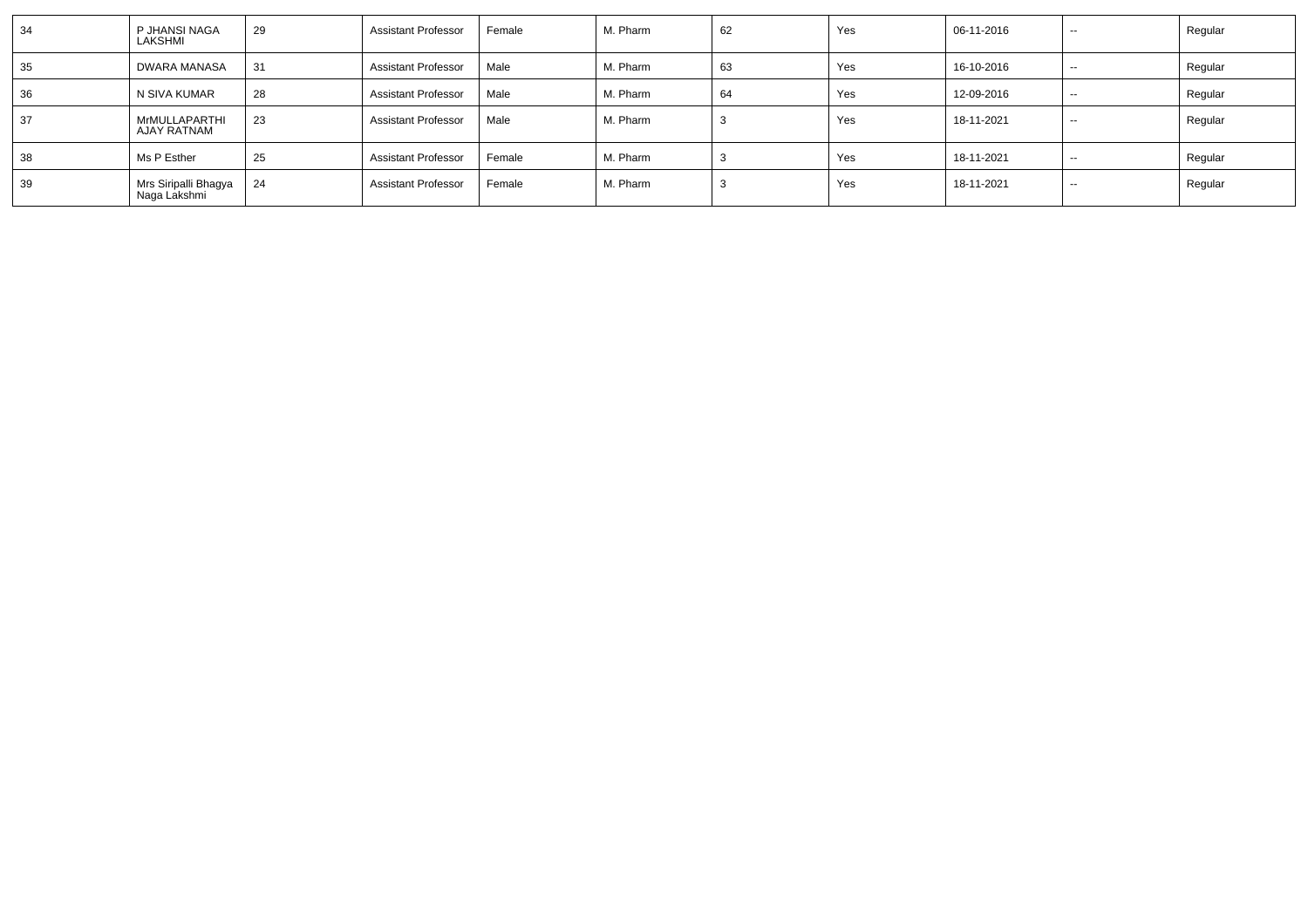| | | | | | | | | | | |
|---|---|---|---|---|---|---|---|---|---|---|
| 34 | P JHANSI NAGA LAKSHMI | 29 | Assistant Professor | Female | M. Pharm | 62 | Yes | 06-11-2016 | -- | Regular |
| 35 | DWARA MANASA | 31 | Assistant Professor | Male | M. Pharm | 63 | Yes | 16-10-2016 | -- | Regular |
| 36 | N SIVA KUMAR | 28 | Assistant Professor | Male | M. Pharm | 64 | Yes | 12-09-2016 | -- | Regular |
| 37 | MrMULLAPARTHI AJAY RATNAM | 23 | Assistant Professor | Male | M. Pharm | 3 | Yes | 18-11-2021 | -- | Regular |
| 38 | Ms P Esther | 25 | Assistant Professor | Female | M. Pharm | 3 | Yes | 18-11-2021 | -- | Regular |
| 39 | Mrs Siripalli Bhagya Naga Lakshmi | 24 | Assistant Professor | Female | M. Pharm | 3 | Yes | 18-11-2021 | -- | Regular |